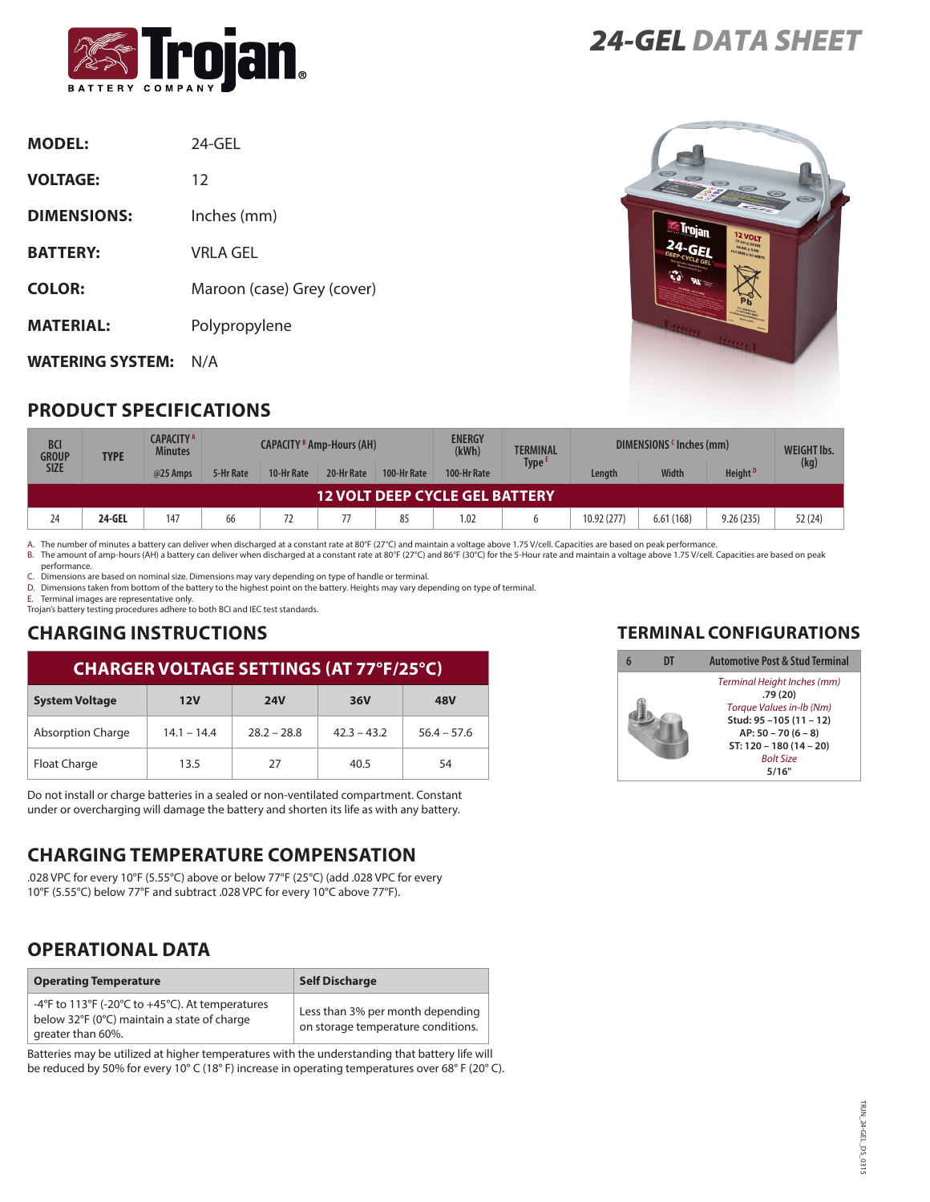# 24-GEL DATA SHEET

**MODEL:** 24-GEL

**VOLTAGE:** 12

**DIMENSIONS:** Inches (mm)

**BATTERY:** VRLA GEL

**COLOR:** Maroon (case) Grey (cover)

**MATERIAL:** Polypropylene

**WATERING SYSTEM:** N/A

## PRODUCT SPECIFICATIONS

| BCI GROUP SIZE | TYPE | CAPACITY [A] Minutes | CAPACITY [B] Amp-Hours (AH) | | | | ENERGY (kWh) | TERMINAL Type [E] | DIMENSIONS [C] Inches (mm) | | | WEIGHT lbs. (kg) |
|---|---|---|---|---|---|---|---|---|---|---|---|---|
| | | @25 Amps | 5-Hr Rate | 10-Hr Rate | 20-Hr Rate | 100-Hr Rate | 100-Hr Rate | | Length | Width | Height [D] | |
| **12 VOLT DEEP CYCLE GEL BATTERY** | | | | | | | | | | | | |
| 24 | **24-GEL** | 147 | 66 | 72 | 77 | 85 | 1.02 | 6 | 10.92 (277) | 6.61 (168) | 9.26 (235) | 52 (24) |

A. The number of minutes a battery can deliver when discharged at a constant rate at 80°F (27°C) and maintain a voltage above 1.75 V/cell. Capacities are based on peak performance.
B. The amount of amp-hours (AH) a battery can deliver when discharged at a constant rate at 80°F (27°C) and 86°F (30°C) for the 5-Hour rate and maintain a voltage above 1.75 V/cell. Capacities are based on peak performance.
C. Dimensions are based on nominal size. Dimensions may vary depending on type of handle or terminal.
D. Dimensions taken from bottom of the battery to the highest point on the battery. Heights may vary depending on type of terminal.
E. Terminal images are representative only.
Trojan's battery testing procedures adhere to both BCI and IEC test standards.

## CHARGING INSTRUCTIONS

| CHARGER VOLTAGE SETTINGS (AT 77°F/25°C) | | | | |
|---|---|---|---|---|
| **System Voltage** | **12V** | **24V** | **36V** | **48V** |
| Absorption Charge | 14.1 – 14.4 | 28.2 – 28.8 | 42.3 – 43.2 | 56.4 – 57.6 |
| Float Charge | 13.5 | 27 | 40.5 | 54 |

Do not install or charge batteries in a sealed or non-ventilated compartment. Constant under or overcharging will damage the battery and shorten its life as with any battery.

## CHARGING TEMPERATURE COMPENSATION

.028 VPC for every 10°F (5.55°C) above or below 77°F (25°C) (add .028 VPC for every 10°F (5.55°C) below 77°F and subtract .028 VPC for every 10°C above 77°F).

## OPERATIONAL DATA

| Operating Temperature | Self Discharge |
|---|---|
| -4°F to 113°F (-20°C to +45°C). At temperatures below 32°F (0°C) maintain a state of charge greater than 60%. | Less than 3% per month depending on storage temperature conditions. |

Batteries may be utilized at higher temperatures with the understanding that battery life will be reduced by 50% for every 10° C (18° F) increase in operating temperatures over 68° F (20° C).

## TERMINAL CONFIGURATIONS

| 6 | DT | Automotive Post & Stud Terminal |
|---|---|---|
| | | *Terminal Height Inches (mm)* **.79 (20)** *Torque Values in-lb (Nm)* **Stud: 95 –105 (11 – 12)** **AP: 50 – 70 (6 – 8)** **ST: 120 – 180 (14 – 20)** *Bolt Size* **5/16"** |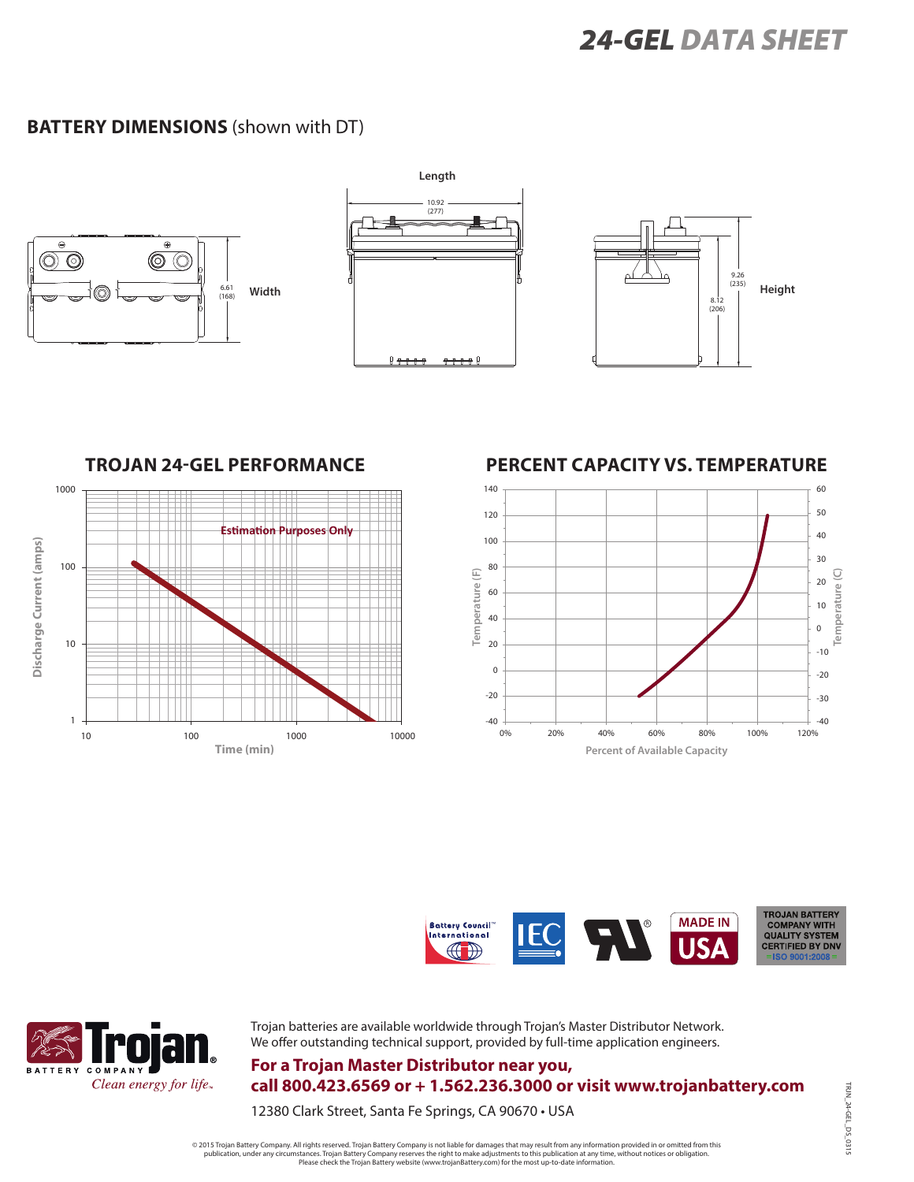# 24-GEL DATA SHEET

## BATTERY DIMENSIONS (shown with DT)

Length

10.92
(277)

6.61
(168)

Width

9.26
(235)

8.12
(206)

Height

## TROJAN 24-GEL PERFORMANCE

Estimation Purposes Only

Discharge Current (amps)

1000
100
10
1

10
100
1000
10000

Time (min)

## PERCENT CAPACITY VS. TEMPERATURE

Temperature (F)

140
120
100
80
60
40
20
0
-20
-40

Temperature (C)

60
50
40
30
20
10
0
-10
-20
-30
-40

0%
20%
40%
60%
80%
100%
120%

Percent of Available Capacity

Battery Council International

IEC

MADE IN USA

TROJAN BATTERY COMPANY WITH QUALITY SYSTEM CERTIFIED BY DNV =ISO 9001:2008=

Trojan BATTERY COMPANY

*Clean energy for life.*

Trojan batteries are available worldwide through Trojan's Master Distributor Network.
We offer outstanding technical support, provided by full-time application engineers.

**For a Trojan Master Distributor near you,**
**call 800.423.6569 or + 1.562.236.3000 or visit www.trojanbattery.com**

12380 Clark Street, Santa Fe Springs, CA 90670 • USA

© 2015 Trojan Battery Company. All rights reserved. Trojan Battery Company is not liable for damages that may result from any information provided in or omitted from this publication, under any circumstances. Trojan Battery Company reserves the right to make adjustments to this publication at any time, without notices or obligation. Please check the Trojan Battery website (www.trojanBattery.com) for the most up-to-date information.

TRJN_24-GEL_DS_0315